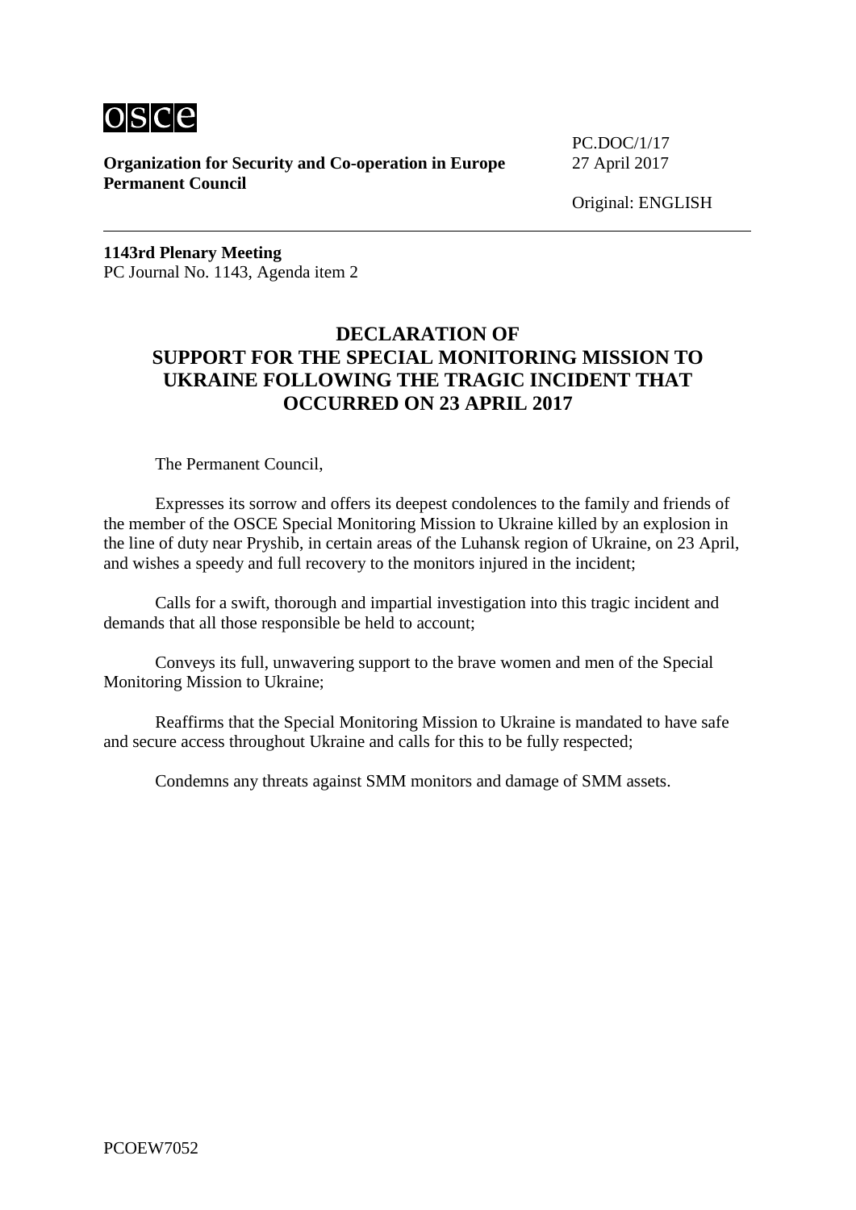**Organization for Security and Co-operation in Europe**
**Permanent Council**

PC.DOC/1/17
27 April 2017

Original: ENGLISH

---

**1143rd Plenary Meeting**
PC Journal No. 1143, Agenda item 2

# DECLARATION OF SUPPORT FOR THE SPECIAL MONITORING MISSION TO UKRAINE FOLLOWING THE TRAGIC INCIDENT THAT OCCURRED ON 23 APRIL 2017

The Permanent Council,

Expresses its sorrow and offers its deepest condolences to the family and friends of the member of the OSCE Special Monitoring Mission to Ukraine killed by an explosion in the line of duty near Pryshib, in certain areas of the Luhansk region of Ukraine, on 23 April, and wishes a speedy and full recovery to the monitors injured in the incident;

Calls for a swift, thorough and impartial investigation into this tragic incident and demands that all those responsible be held to account;

Conveys its full, unwavering support to the brave women and men of the Special Monitoring Mission to Ukraine;

Reaffirms that the Special Monitoring Mission to Ukraine is mandated to have safe and secure access throughout Ukraine and calls for this to be fully respected;

Condemns any threats against SMM monitors and damage of SMM assets.

PCOEW7052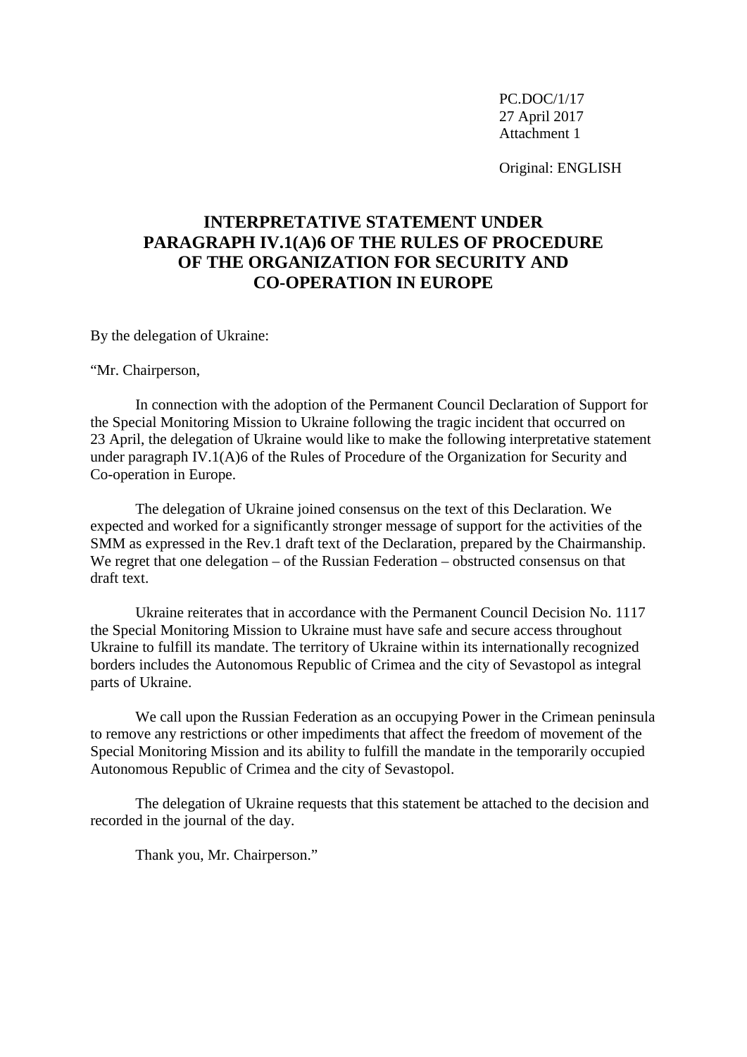PC.DOC/1/17
27 April 2017
Attachment 1

Original: ENGLISH

# INTERPRETATIVE STATEMENT UNDER PARAGRAPH IV.1(A)6 OF THE RULES OF PROCEDURE OF THE ORGANIZATION FOR SECURITY AND CO-OPERATION IN EUROPE

By the delegation of Ukraine:

"Mr. Chairperson,

In connection with the adoption of the Permanent Council Declaration of Support for the Special Monitoring Mission to Ukraine following the tragic incident that occurred on 23 April, the delegation of Ukraine would like to make the following interpretative statement under paragraph IV.1(A)6 of the Rules of Procedure of the Organization for Security and Co-operation in Europe.

The delegation of Ukraine joined consensus on the text of this Declaration. We expected and worked for a significantly stronger message of support for the activities of the SMM as expressed in the Rev.1 draft text of the Declaration, prepared by the Chairmanship. We regret that one delegation – of the Russian Federation – obstructed consensus on that draft text.

Ukraine reiterates that in accordance with the Permanent Council Decision No. 1117 the Special Monitoring Mission to Ukraine must have safe and secure access throughout Ukraine to fulfill its mandate. The territory of Ukraine within its internationally recognized borders includes the Autonomous Republic of Crimea and the city of Sevastopol as integral parts of Ukraine.

We call upon the Russian Federation as an occupying Power in the Crimean peninsula to remove any restrictions or other impediments that affect the freedom of movement of the Special Monitoring Mission and its ability to fulfill the mandate in the temporarily occupied Autonomous Republic of Crimea and the city of Sevastopol.

The delegation of Ukraine requests that this statement be attached to the decision and recorded in the journal of the day.

Thank you, Mr. Chairperson."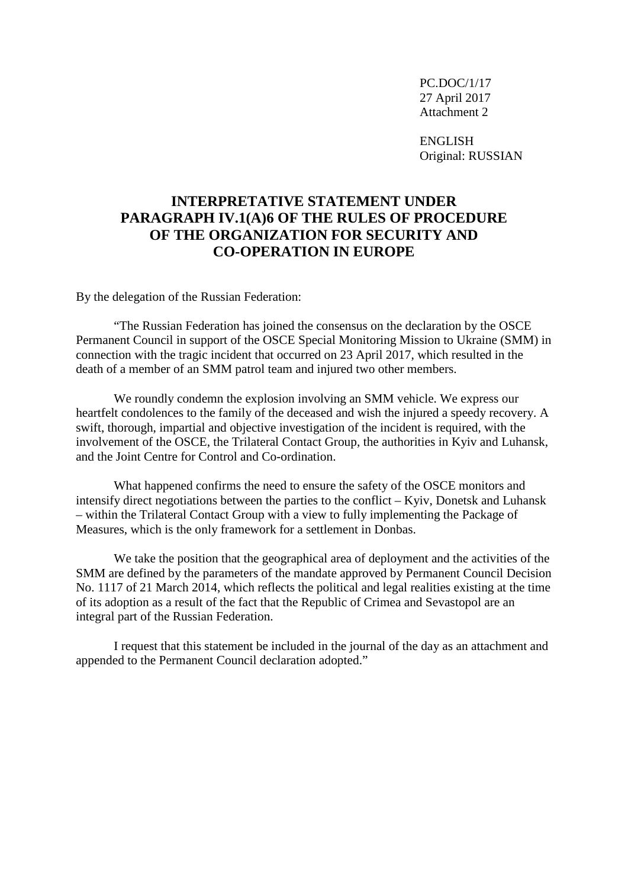PC.DOC/1/17
27 April 2017
Attachment 2

ENGLISH
Original: RUSSIAN

# INTERPRETATIVE STATEMENT UNDER PARAGRAPH IV.1(A)6 OF THE RULES OF PROCEDURE OF THE ORGANIZATION FOR SECURITY AND CO-OPERATION IN EUROPE

By the delegation of the Russian Federation:

"The Russian Federation has joined the consensus on the declaration by the OSCE Permanent Council in support of the OSCE Special Monitoring Mission to Ukraine (SMM) in connection with the tragic incident that occurred on 23 April 2017, which resulted in the death of a member of an SMM patrol team and injured two other members.

We roundly condemn the explosion involving an SMM vehicle. We express our heartfelt condolences to the family of the deceased and wish the injured a speedy recovery. A swift, thorough, impartial and objective investigation of the incident is required, with the involvement of the OSCE, the Trilateral Contact Group, the authorities in Kyiv and Luhansk, and the Joint Centre for Control and Co-ordination.

What happened confirms the need to ensure the safety of the OSCE monitors and intensify direct negotiations between the parties to the conflict – Kyiv, Donetsk and Luhansk – within the Trilateral Contact Group with a view to fully implementing the Package of Measures, which is the only framework for a settlement in Donbas.

We take the position that the geographical area of deployment and the activities of the SMM are defined by the parameters of the mandate approved by Permanent Council Decision No. 1117 of 21 March 2014, which reflects the political and legal realities existing at the time of its adoption as a result of the fact that the Republic of Crimea and Sevastopol are an integral part of the Russian Federation.

I request that this statement be included in the journal of the day as an attachment and appended to the Permanent Council declaration adopted."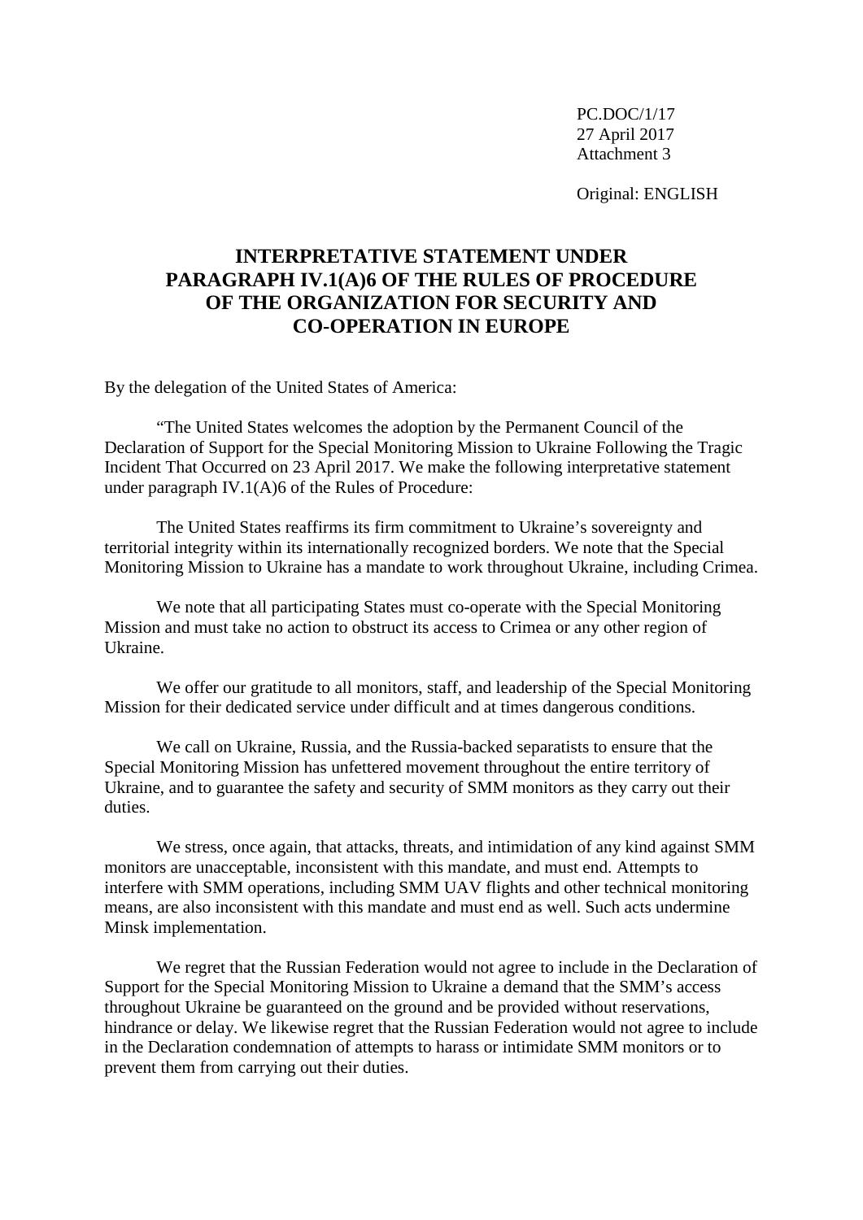PC.DOC/1/17
27 April 2017
Attachment 3

Original: ENGLISH

# INTERPRETATIVE STATEMENT UNDER PARAGRAPH IV.1(A)6 OF THE RULES OF PROCEDURE OF THE ORGANIZATION FOR SECURITY AND CO-OPERATION IN EUROPE

By the delegation of the United States of America:

"The United States welcomes the adoption by the Permanent Council of the Declaration of Support for the Special Monitoring Mission to Ukraine Following the Tragic Incident That Occurred on 23 April 2017. We make the following interpretative statement under paragraph IV.1(A)6 of the Rules of Procedure:

The United States reaffirms its firm commitment to Ukraine's sovereignty and territorial integrity within its internationally recognized borders. We note that the Special Monitoring Mission to Ukraine has a mandate to work throughout Ukraine, including Crimea.

We note that all participating States must co-operate with the Special Monitoring Mission and must take no action to obstruct its access to Crimea or any other region of Ukraine.

We offer our gratitude to all monitors, staff, and leadership of the Special Monitoring Mission for their dedicated service under difficult and at times dangerous conditions.

We call on Ukraine, Russia, and the Russia-backed separatists to ensure that the Special Monitoring Mission has unfettered movement throughout the entire territory of Ukraine, and to guarantee the safety and security of SMM monitors as they carry out their duties.

We stress, once again, that attacks, threats, and intimidation of any kind against SMM monitors are unacceptable, inconsistent with this mandate, and must end. Attempts to interfere with SMM operations, including SMM UAV flights and other technical monitoring means, are also inconsistent with this mandate and must end as well. Such acts undermine Minsk implementation.

We regret that the Russian Federation would not agree to include in the Declaration of Support for the Special Monitoring Mission to Ukraine a demand that the SMM's access throughout Ukraine be guaranteed on the ground and be provided without reservations, hindrance or delay. We likewise regret that the Russian Federation would not agree to include in the Declaration condemnation of attempts to harass or intimidate SMM monitors or to prevent them from carrying out their duties.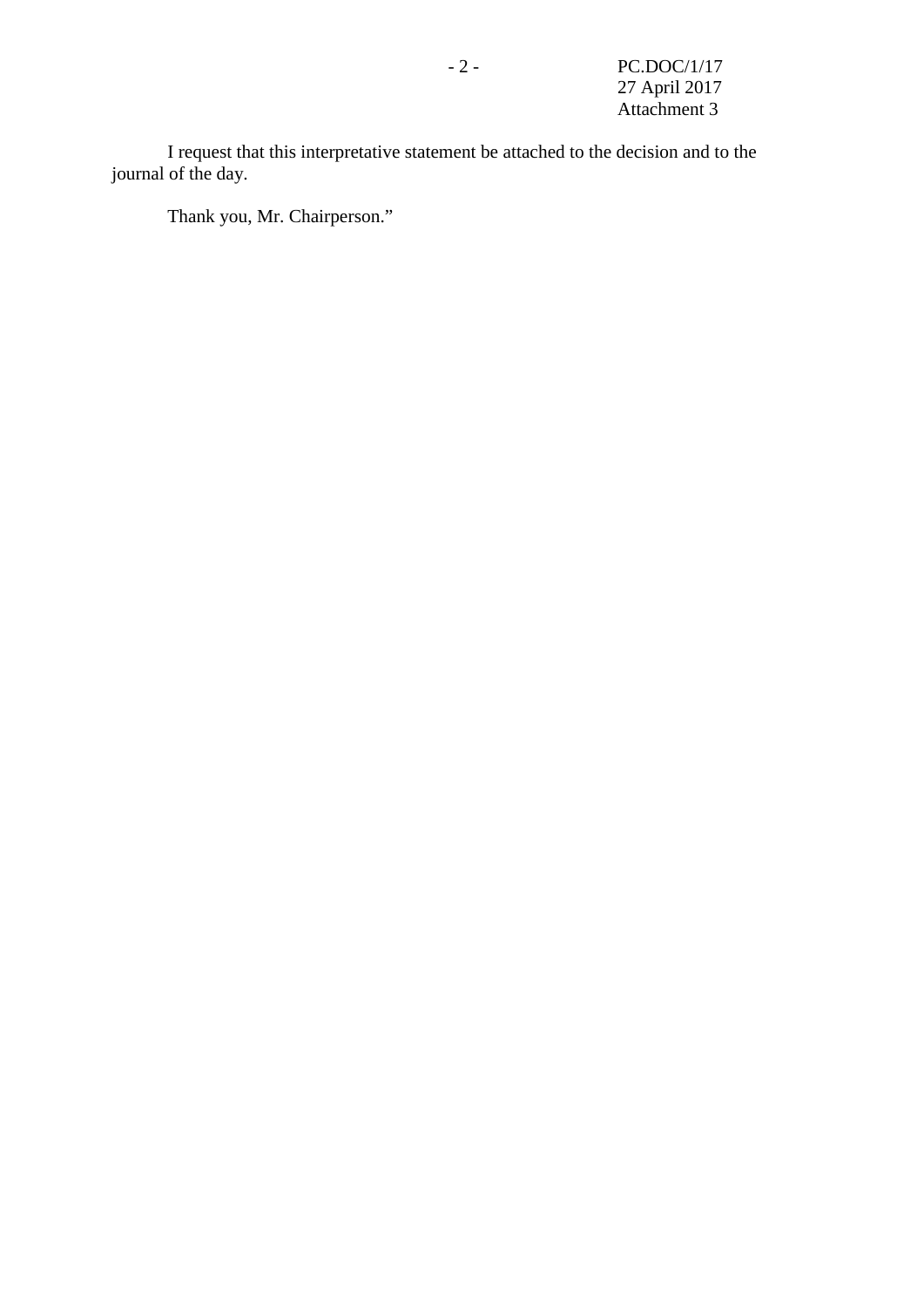I request that this interpretative statement be attached to the decision and to the journal of the day.

Thank you, Mr. Chairperson.”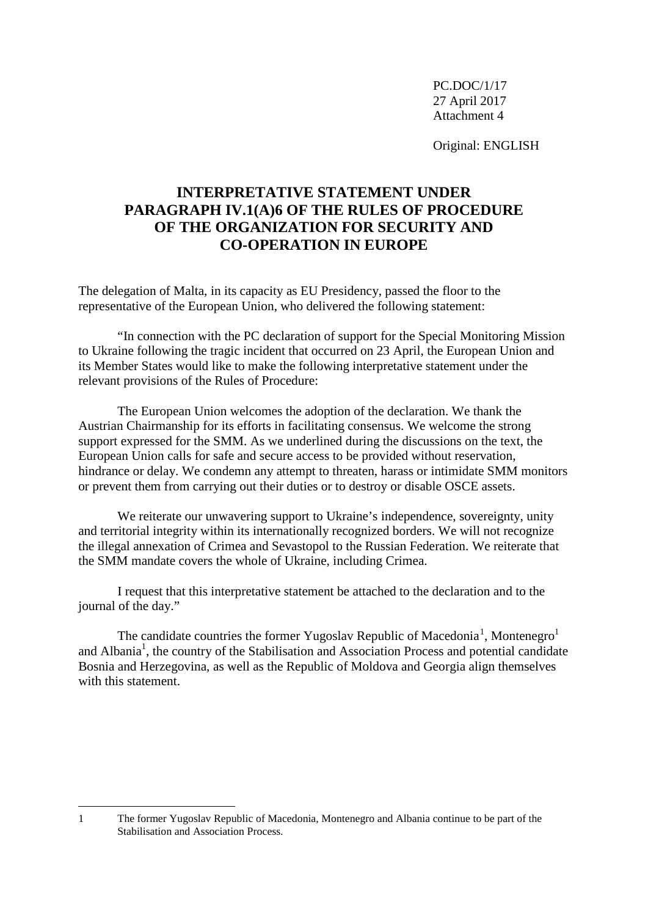PC.DOC/1/17
27 April 2017
Attachment 4

Original: ENGLISH

# INTERPRETATIVE STATEMENT UNDER PARAGRAPH IV.1(A)6 OF THE RULES OF PROCEDURE OF THE ORGANIZATION FOR SECURITY AND CO-OPERATION IN EUROPE

The delegation of Malta, in its capacity as EU Presidency, passed the floor to the representative of the European Union, who delivered the following statement:

"In connection with the PC declaration of support for the Special Monitoring Mission to Ukraine following the tragic incident that occurred on 23 April, the European Union and its Member States would like to make the following interpretative statement under the relevant provisions of the Rules of Procedure:

The European Union welcomes the adoption of the declaration. We thank the Austrian Chairmanship for its efforts in facilitating consensus. We welcome the strong support expressed for the SMM. As we underlined during the discussions on the text, the European Union calls for safe and secure access to be provided without reservation, hindrance or delay. We condemn any attempt to threaten, harass or intimidate SMM monitors or prevent them from carrying out their duties or to destroy or disable OSCE assets.

We reiterate our unwavering support to Ukraine's independence, sovereignty, unity and territorial integrity within its internationally recognized borders. We will not recognize the illegal annexation of Crimea and Sevastopol to the Russian Federation. We reiterate that the SMM mandate covers the whole of Ukraine, including Crimea.

I request that this interpretative statement be attached to the declaration and to the journal of the day."

The candidate countries the former Yugoslav Republic of Macedonia[1], Montenegro[1] and Albania[1], the country of the Stabilisation and Association Process and potential candidate Bosnia and Herzegovina, as well as the Republic of Moldova and Georgia align themselves with this statement.

---

1 The former Yugoslav Republic of Macedonia, Montenegro and Albania continue to be part of the Stabilisation and Association Process.